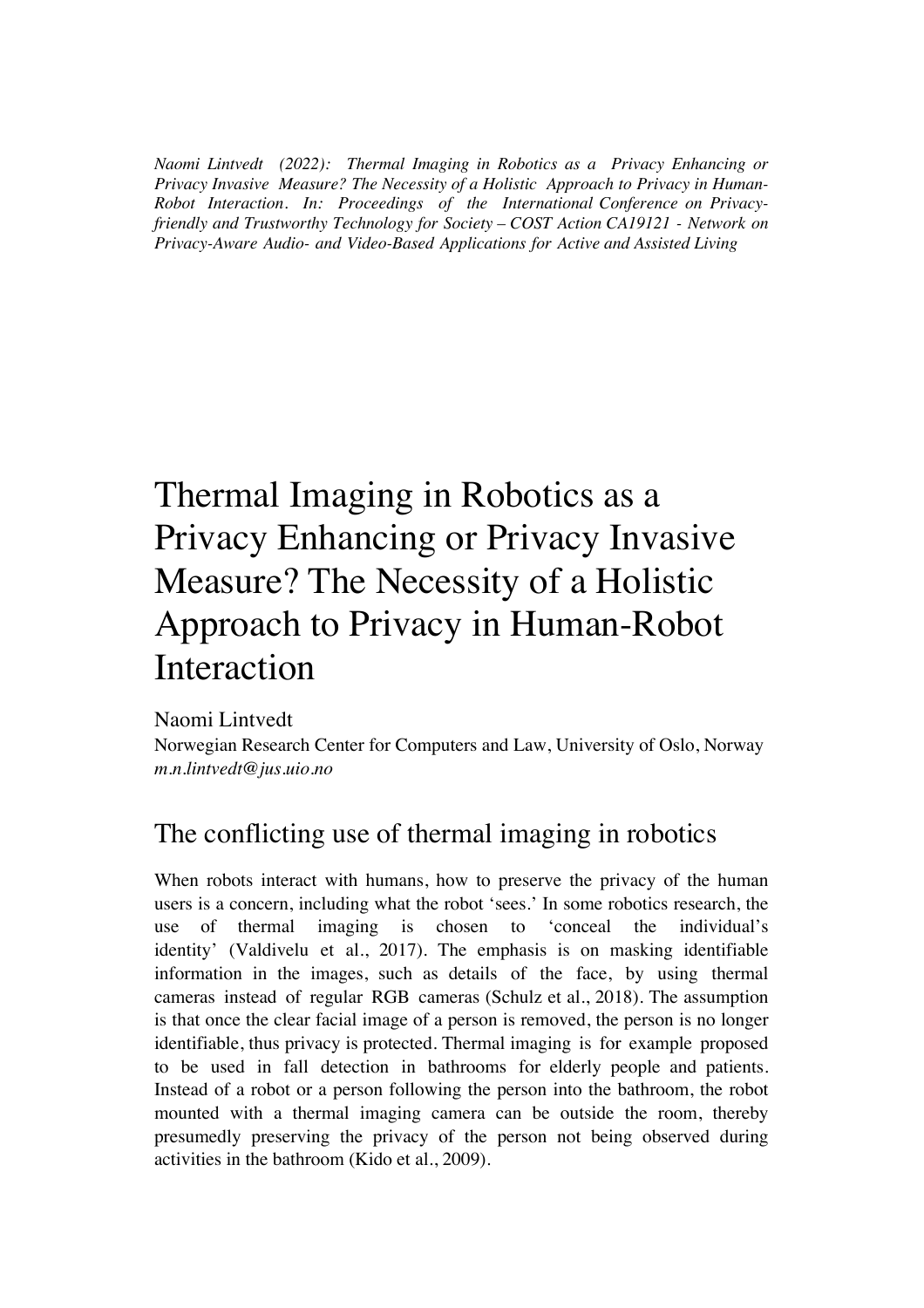*Naomi Lintvedt (2022): Thermal Imaging in Robotics as a Privacy Enhancing or Privacy Invasive Measure? The Necessity of a Holistic Approach to Privacy in Human-Robot Interaction. In: Proceedings of the International Conference on Privacy-friendly and Trustworthy Technology for Society – COST Action CA19121 - Network on Privacy-Aware Audio- and Video-Based Applications for Active and Assisted Living*

# Thermal Imaging in Robotics as a Privacy Enhancing or Privacy Invasive Measure? The Necessity of a Holistic Approach to Privacy in Human-Robot Interaction

Naomi Lintvedt
Norwegian Research Center for Computers and Law, University of Oslo, Norway
*m.n.lintvedt@jus.uio.no*

## The conflicting use of thermal imaging in robotics

When robots interact with humans, how to preserve the privacy of the human users is a concern, including what the robot 'sees.' In some robotics research, the use of thermal imaging is chosen to 'conceal the individual's identity' (Valdivelu et al., 2017). The emphasis is on masking identifiable information in the images, such as details of the face, by using thermal cameras instead of regular RGB cameras (Schulz et al., 2018). The assumption is that once the clear facial image of a person is removed, the person is no longer identifiable, thus privacy is protected. Thermal imaging is for example proposed to be used in fall detection in bathrooms for elderly people and patients. Instead of a robot or a person following the person into the bathroom, the robot mounted with a thermal imaging camera can be outside the room, thereby presumedly preserving the privacy of the person not being observed during activities in the bathroom (Kido et al., 2009).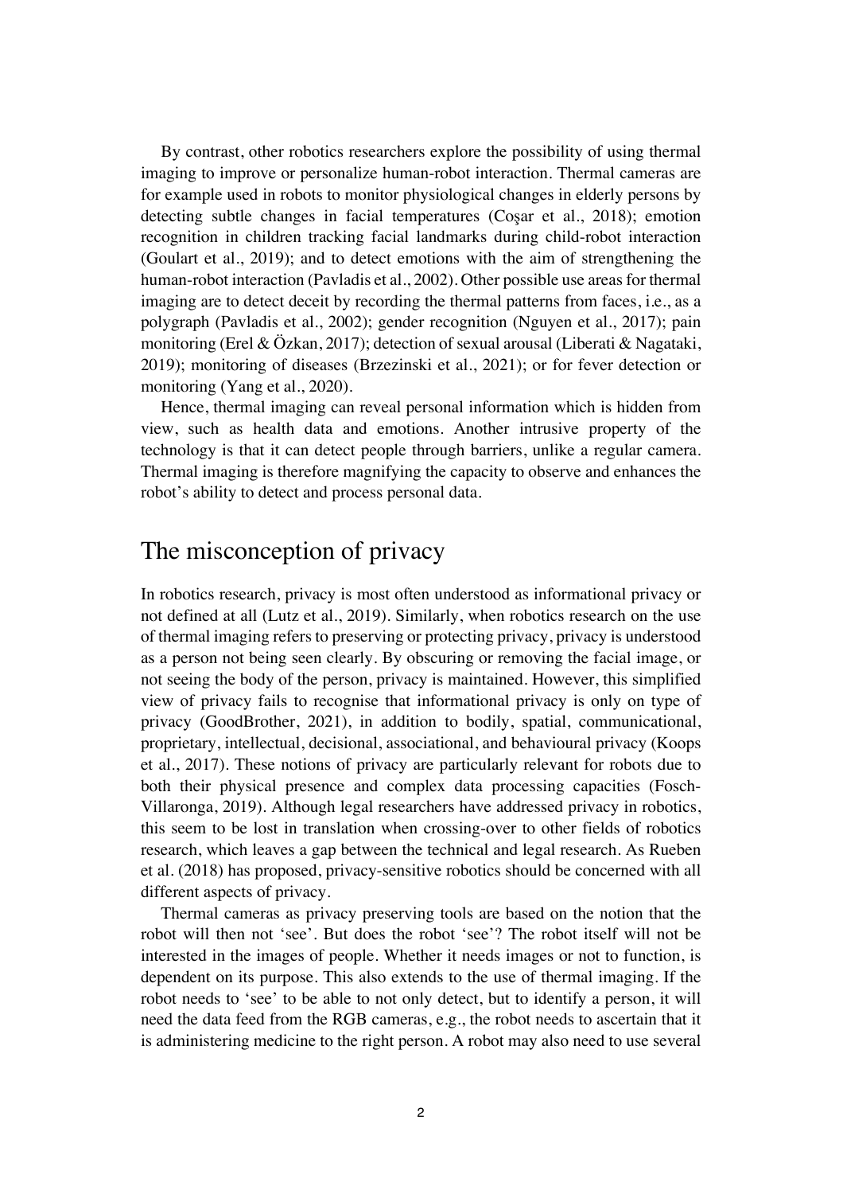By contrast, other robotics researchers explore the possibility of using thermal imaging to improve or personalize human-robot interaction. Thermal cameras are for example used in robots to monitor physiological changes in elderly persons by detecting subtle changes in facial temperatures (Coşar et al., 2018); emotion recognition in children tracking facial landmarks during child-robot interaction (Goulart et al., 2019); and to detect emotions with the aim of strengthening the human-robot interaction (Pavladis et al., 2002). Other possible use areas for thermal imaging are to detect deceit by recording the thermal patterns from faces, i.e., as a polygraph (Pavladis et al., 2002); gender recognition (Nguyen et al., 2017); pain monitoring (Erel & Özkan, 2017); detection of sexual arousal (Liberati & Nagataki, 2019); monitoring of diseases (Brzezinski et al., 2021); or for fever detection or monitoring (Yang et al., 2020).

Hence, thermal imaging can reveal personal information which is hidden from view, such as health data and emotions. Another intrusive property of the technology is that it can detect people through barriers, unlike a regular camera. Thermal imaging is therefore magnifying the capacity to observe and enhances the robot's ability to detect and process personal data.

## The misconception of privacy

In robotics research, privacy is most often understood as informational privacy or not defined at all (Lutz et al., 2019). Similarly, when robotics research on the use of thermal imaging refers to preserving or protecting privacy, privacy is understood as a person not being seen clearly. By obscuring or removing the facial image, or not seeing the body of the person, privacy is maintained. However, this simplified view of privacy fails to recognise that informational privacy is only on type of privacy (GoodBrother, 2021), in addition to bodily, spatial, communicational, proprietary, intellectual, decisional, associational, and behavioural privacy (Koops et al., 2017). These notions of privacy are particularly relevant for robots due to both their physical presence and complex data processing capacities (Fosch-Villaronga, 2019). Although legal researchers have addressed privacy in robotics, this seem to be lost in translation when crossing-over to other fields of robotics research, which leaves a gap between the technical and legal research. As Rueben et al. (2018) has proposed, privacy-sensitive robotics should be concerned with all different aspects of privacy.

Thermal cameras as privacy preserving tools are based on the notion that the robot will then not 'see'. But does the robot 'see'? The robot itself will not be interested in the images of people. Whether it needs images or not to function, is dependent on its purpose. This also extends to the use of thermal imaging. If the robot needs to 'see' to be able to not only detect, but to identify a person, it will need the data feed from the RGB cameras, e.g., the robot needs to ascertain that it is administering medicine to the right person. A robot may also need to use several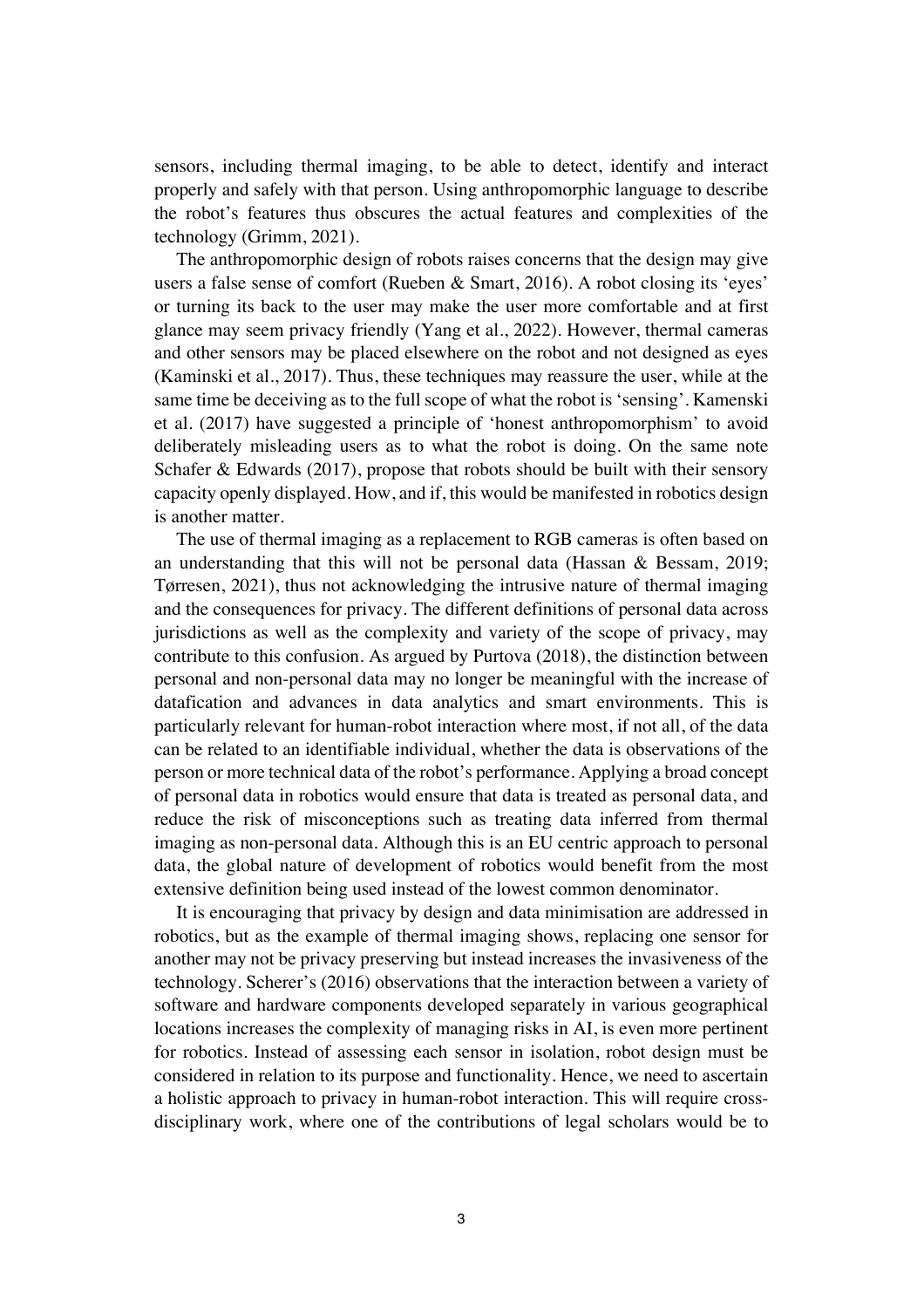sensors, including thermal imaging, to be able to detect, identify and interact properly and safely with that person. Using anthropomorphic language to describe the robot's features thus obscures the actual features and complexities of the technology (Grimm, 2021).

The anthropomorphic design of robots raises concerns that the design may give users a false sense of comfort (Rueben & Smart, 2016). A robot closing its 'eyes' or turning its back to the user may make the user more comfortable and at first glance may seem privacy friendly (Yang et al., 2022). However, thermal cameras and other sensors may be placed elsewhere on the robot and not designed as eyes (Kaminski et al., 2017). Thus, these techniques may reassure the user, while at the same time be deceiving as to the full scope of what the robot is 'sensing'. Kamenski et al. (2017) have suggested a principle of 'honest anthropomorphism' to avoid deliberately misleading users as to what the robot is doing. On the same note Schafer & Edwards (2017), propose that robots should be built with their sensory capacity openly displayed. How, and if, this would be manifested in robotics design is another matter.

The use of thermal imaging as a replacement to RGB cameras is often based on an understanding that this will not be personal data (Hassan & Bessam, 2019; Tørresen, 2021), thus not acknowledging the intrusive nature of thermal imaging and the consequences for privacy. The different definitions of personal data across jurisdictions as well as the complexity and variety of the scope of privacy, may contribute to this confusion. As argued by Purtova (2018), the distinction between personal and non-personal data may no longer be meaningful with the increase of datafication and advances in data analytics and smart environments. This is particularly relevant for human-robot interaction where most, if not all, of the data can be related to an identifiable individual, whether the data is observations of the person or more technical data of the robot's performance. Applying a broad concept of personal data in robotics would ensure that data is treated as personal data, and reduce the risk of misconceptions such as treating data inferred from thermal imaging as non-personal data. Although this is an EU centric approach to personal data, the global nature of development of robotics would benefit from the most extensive definition being used instead of the lowest common denominator.

It is encouraging that privacy by design and data minimisation are addressed in robotics, but as the example of thermal imaging shows, replacing one sensor for another may not be privacy preserving but instead increases the invasiveness of the technology. Scherer's (2016) observations that the interaction between a variety of software and hardware components developed separately in various geographical locations increases the complexity of managing risks in AI, is even more pertinent for robotics. Instead of assessing each sensor in isolation, robot design must be considered in relation to its purpose and functionality. Hence, we need to ascertain a holistic approach to privacy in human-robot interaction. This will require cross-disciplinary work, where one of the contributions of legal scholars would be to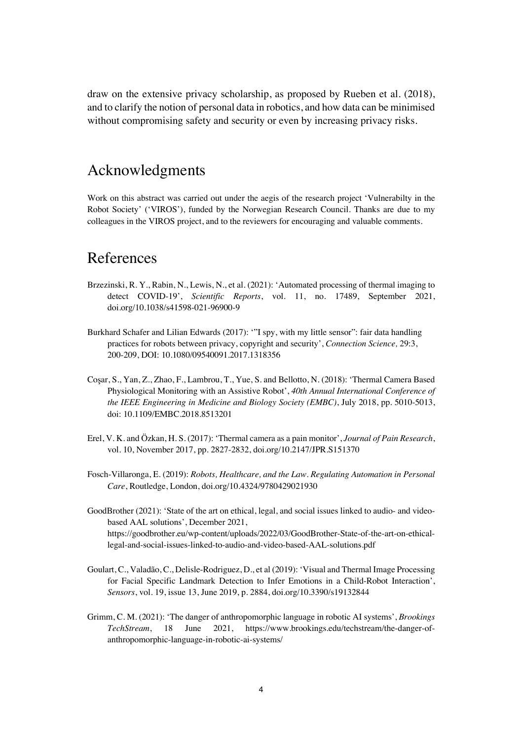draw on the extensive privacy scholarship, as proposed by Rueben et al. (2018), and to clarify the notion of personal data in robotics, and how data can be minimised without compromising safety and security or even by increasing privacy risks.

## Acknowledgments

Work on this abstract was carried out under the aegis of the research project 'Vulnerabilty in the Robot Society' ('VIROS'), funded by the Norwegian Research Council. Thanks are due to my colleagues in the VIROS project, and to the reviewers for encouraging and valuable comments.

## References

Brzezinski, R. Y., Rabin, N., Lewis, N., et al. (2021): 'Automated processing of thermal imaging to detect COVID-19', *Scientific Reports*, vol. 11, no. 17489, September 2021, doi.org/10.1038/s41598-021-96900-9

Burkhard Schafer and Lilian Edwards (2017): '"I spy, with my little sensor": fair data handling practices for robots between privacy, copyright and security', *Connection Science,* 29:3, 200-209, DOI: 10.1080/09540091.2017.1318356

Coşar, S., Yan, Z., Zhao, F., Lambrou, T., Yue, S. and Bellotto, N. (2018): 'Thermal Camera Based Physiological Monitoring with an Assistive Robot', *40th Annual International Conference of the IEEE Engineering in Medicine and Biology Society (EMBC)*, July 2018, pp. 5010-5013, doi: 10.1109/EMBC.2018.8513201

Erel, V. K. and Özkan, H. S. (2017): 'Thermal camera as a pain monitor', *Journal of Pain Research*, vol. 10, November 2017, pp. 2827-2832, doi.org/10.2147/JPR.S151370

Fosch-Villaronga, E. (2019): *Robots, Healthcare, and the Law. Regulating Automation in Personal Care*, Routledge, London, doi.org/10.4324/9780429021930

GoodBrother (2021): 'State of the art on ethical, legal, and social issues linked to audio- and video-based AAL solutions', December 2021, https://goodbrother.eu/wp-content/uploads/2022/03/GoodBrother-State-of-the-art-on-ethical-legal-and-social-issues-linked-to-audio-and-video-based-AAL-solutions.pdf

Goulart, C., Valadão, C., Delisle-Rodriguez, D., et al (2019): 'Visual and Thermal Image Processing for Facial Specific Landmark Detection to Infer Emotions in a Child-Robot Interaction', *Sensors*, vol. 19, issue 13, June 2019, p. 2884, doi.org/10.3390/s19132844

Grimm, C. M. (2021): 'The danger of anthropomorphic language in robotic AI systems', *Brookings TechStream*, 18 June 2021, https://www.brookings.edu/techstream/the-danger-of-anthropomorphic-language-in-robotic-ai-systems/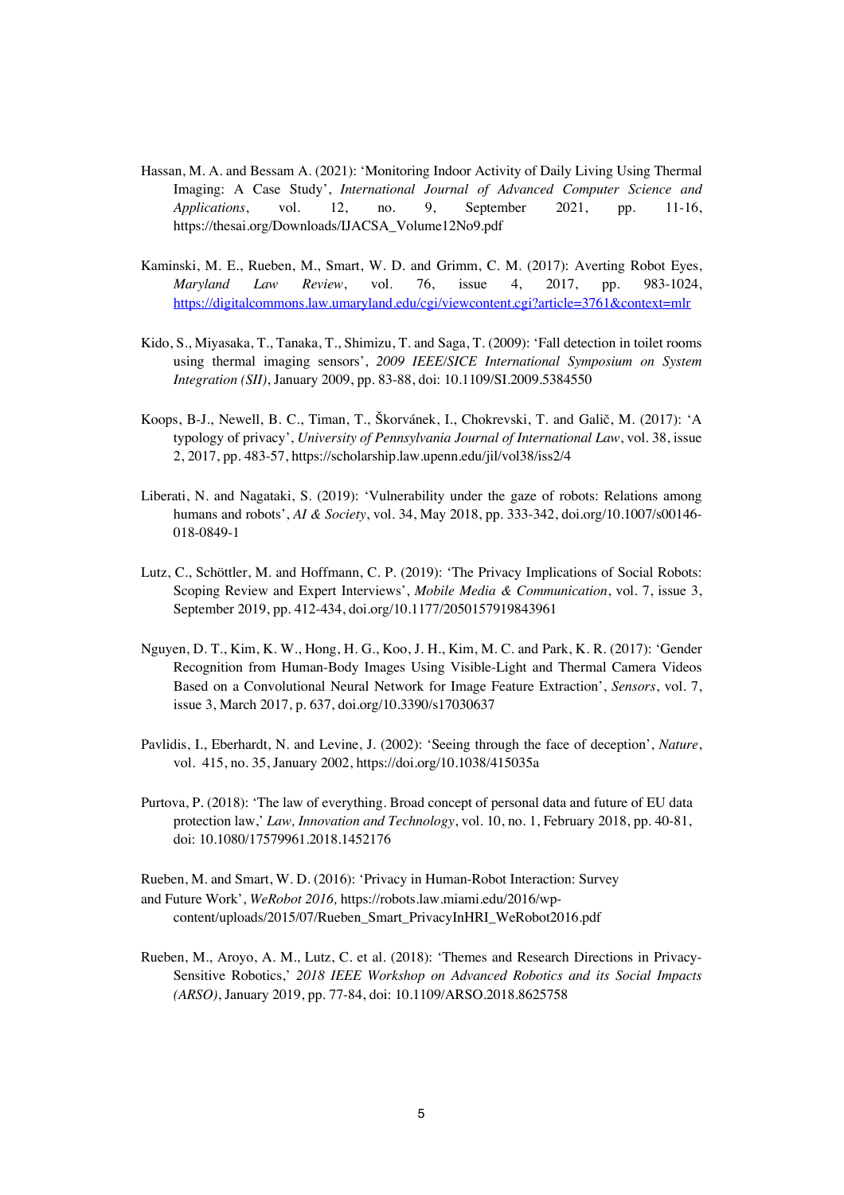Hassan, M. A. and Bessam A. (2021): 'Monitoring Indoor Activity of Daily Living Using Thermal Imaging: A Case Study', *International Journal of Advanced Computer Science and Applications*, vol. 12, no. 9, September 2021, pp. 11-16, https://thesai.org/Downloads/IJACSA_Volume12No9.pdf

Kaminski, M. E., Rueben, M., Smart, W. D. and Grimm, C. M. (2017): Averting Robot Eyes, *Maryland Law Review*, vol. 76, issue 4, 2017, pp. 983-1024, https://digitalcommons.law.umaryland.edu/cgi/viewcontent.cgi?article=3761&context=mlr

Kido, S., Miyasaka, T., Tanaka, T., Shimizu, T. and Saga, T. (2009): 'Fall detection in toilet rooms using thermal imaging sensors', *2009 IEEE/SICE International Symposium on System Integration (SII)*, January 2009, pp. 83-88, doi: 10.1109/SI.2009.5384550

Koops, B-J., Newell, B. C., Timan, T., Škorvánek, I., Chokrevski, T. and Galič, M. (2017): 'A typology of privacy', *University of Pennsylvania Journal of International Law*, vol. 38, issue 2, 2017, pp. 483-57, https://scholarship.law.upenn.edu/jil/vol38/iss2/4

Liberati, N. and Nagataki, S. (2019): 'Vulnerability under the gaze of robots: Relations among humans and robots', *AI & Society*, vol. 34, May 2018, pp. 333-342, doi.org/10.1007/s00146-018-0849-1

Lutz, C., Schöttler, M. and Hoffmann, C. P. (2019): 'The Privacy Implications of Social Robots: Scoping Review and Expert Interviews', *Mobile Media & Communication*, vol. 7, issue 3, September 2019, pp. 412-434, doi.org/10.1177/2050157919843961

Nguyen, D. T., Kim, K. W., Hong, H. G., Koo, J. H., Kim, M. C. and Park, K. R. (2017): 'Gender Recognition from Human-Body Images Using Visible-Light and Thermal Camera Videos Based on a Convolutional Neural Network for Image Feature Extraction', *Sensors*, vol. 7, issue 3, March 2017, p. 637, doi.org/10.3390/s17030637

Pavlidis, I., Eberhardt, N. and Levine, J. (2002): 'Seeing through the face of deception', *Nature*, vol. 415, no. 35, January 2002, https://doi.org/10.1038/415035a

Purtova, P. (2018): 'The law of everything. Broad concept of personal data and future of EU data protection law,' *Law, Innovation and Technology*, vol. 10, no. 1, February 2018, pp. 40-81, doi: 10.1080/17579961.2018.1452176

Rueben, M. and Smart, W. D. (2016): 'Privacy in Human-Robot Interaction: Survey and Future Work', *WeRobot 2016,* https://robots.law.miami.edu/2016/wp-content/uploads/2015/07/Rueben_Smart_PrivacyInHRI_WeRobot2016.pdf

Rueben, M., Aroyo, A. M., Lutz, C. et al. (2018): 'Themes and Research Directions in Privacy-Sensitive Robotics,' *2018 IEEE Workshop on Advanced Robotics and its Social Impacts (ARSO)*, January 2019, pp. 77-84, doi: 10.1109/ARSO.2018.8625758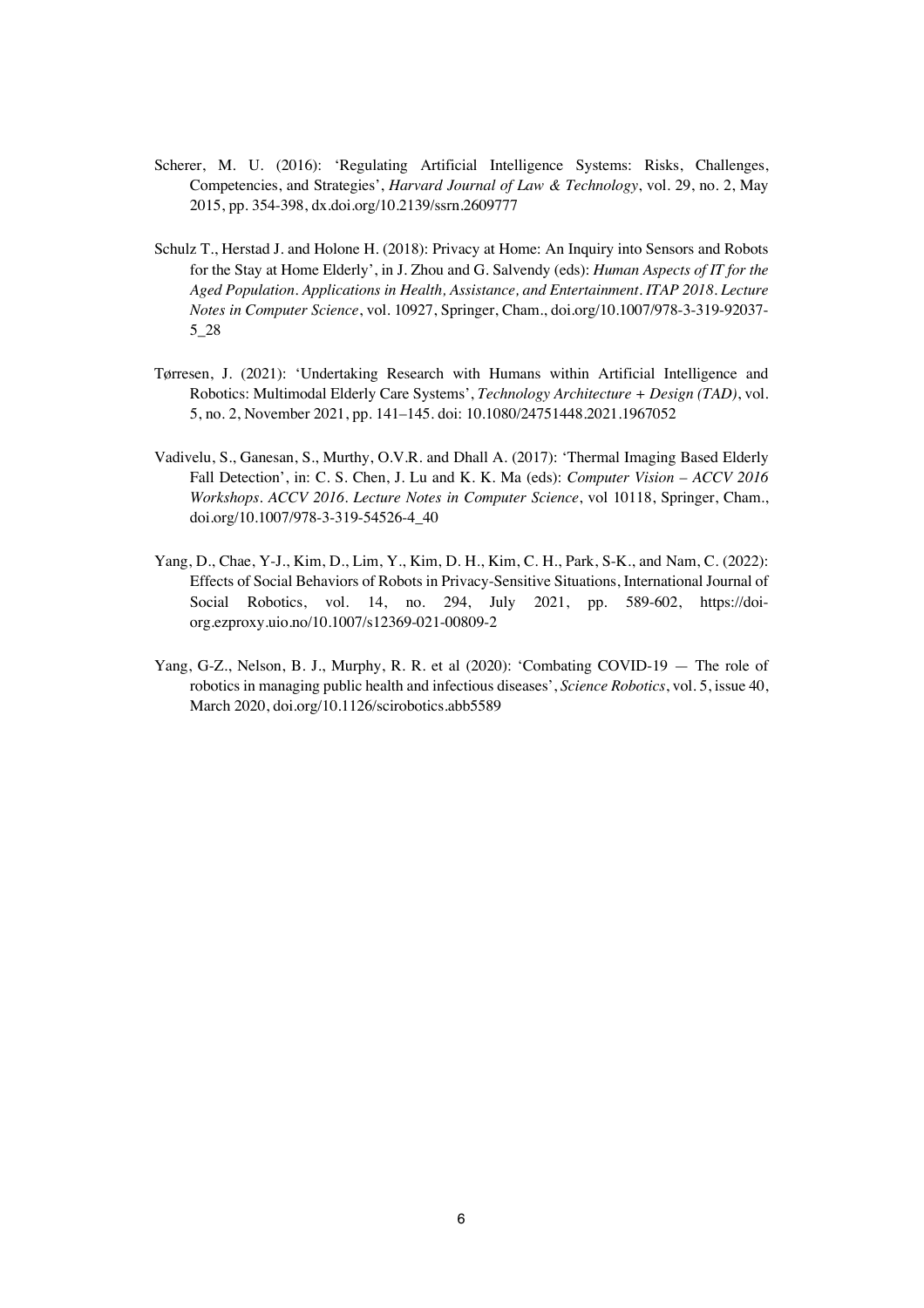Scherer, M. U. (2016): 'Regulating Artificial Intelligence Systems: Risks, Challenges, Competencies, and Strategies', *Harvard Journal of Law & Technology*, vol. 29, no. 2, May 2015, pp. 354-398, dx.doi.org/10.2139/ssrn.2609777

Schulz T., Herstad J. and Holone H. (2018): Privacy at Home: An Inquiry into Sensors and Robots for the Stay at Home Elderly', in J. Zhou and G. Salvendy (eds): *Human Aspects of IT for the Aged Population. Applications in Health, Assistance, and Entertainment. ITAP 2018. Lecture Notes in Computer Science*, vol. 10927, Springer, Cham., doi.org/10.1007/978-3-319-92037-5_28

Tørresen, J. (2021): 'Undertaking Research with Humans within Artificial Intelligence and Robotics: Multimodal Elderly Care Systems', *Technology Architecture + Design (TAD)*, vol. 5, no. 2, November 2021, pp. 141–145. doi: 10.1080/24751448.2021.1967052

Vadivelu, S., Ganesan, S., Murthy, O.V.R. and Dhall A. (2017): 'Thermal Imaging Based Elderly Fall Detection', in: C. S. Chen, J. Lu and K. K. Ma (eds): *Computer Vision – ACCV 2016 Workshops. ACCV 2016. Lecture Notes in Computer Science*, vol 10118, Springer, Cham., doi.org/10.1007/978-3-319-54526-4_40

Yang, D., Chae, Y-J., Kim, D., Lim, Y., Kim, D. H., Kim, C. H., Park, S-K., and Nam, C. (2022): Effects of Social Behaviors of Robots in Privacy-Sensitive Situations, International Journal of Social Robotics, vol. 14, no. 294, July 2021, pp. 589-602, https://doi-org.ezproxy.uio.no/10.1007/s12369-021-00809-2

Yang, G-Z., Nelson, B. J., Murphy, R. R. et al (2020): 'Combating COVID-19 — The role of robotics in managing public health and infectious diseases', *Science Robotics*, vol. 5, issue 40, March 2020, doi.org/10.1126/scirobotics.abb5589